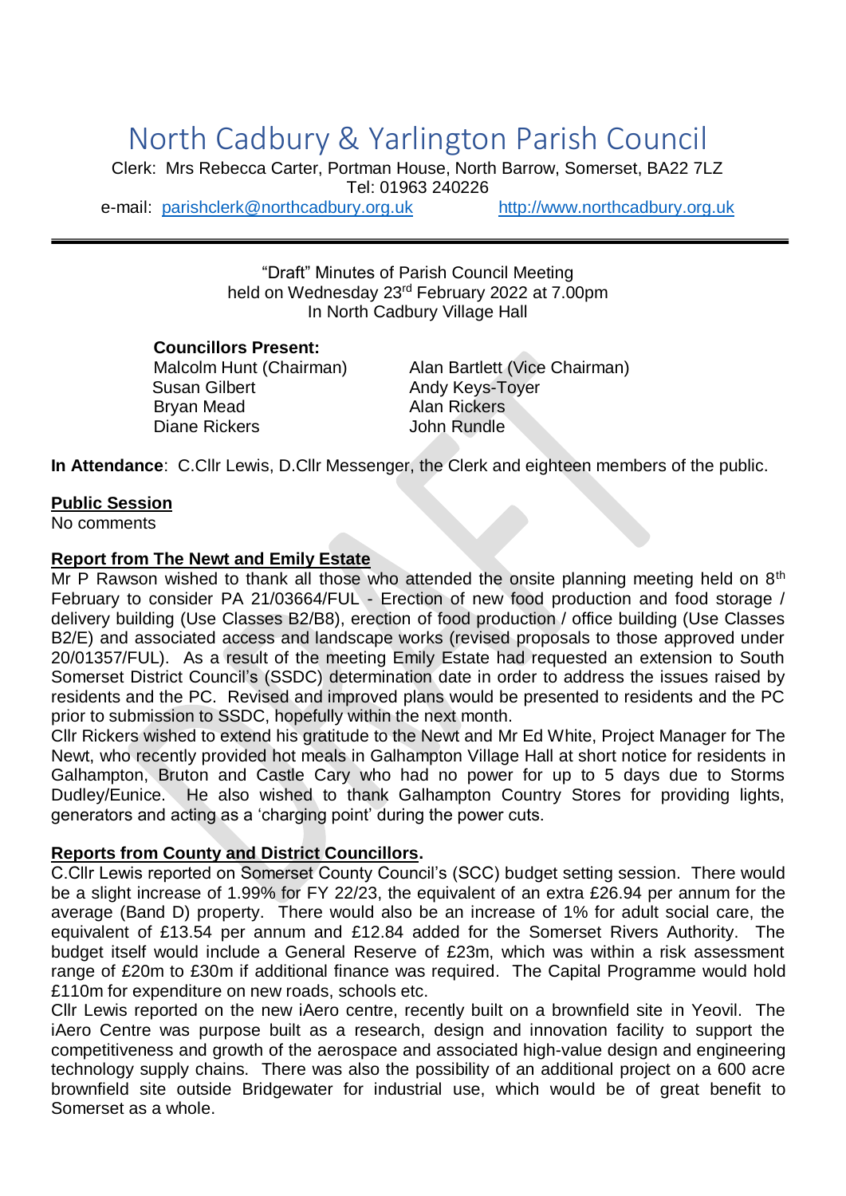# North Cadbury & Yarlington Parish Council

Clerk: Mrs Rebecca Carter, Portman House, North Barrow, Somerset, BA22 7LZ
Tel: 01963 240226
e-mail: parishclerk@northcadbury.org.uk http://www.northcadbury.org.uk

---

"Draft" Minutes of Parish Council Meeting
held on Wednesday 23rd February 2022 at 7.00pm
In North Cadbury Village Hall

**Councillors Present:**

| | |
|---|---|
| Malcolm Hunt (Chairman) | Alan Bartlett (Vice Chairman) |
| Susan Gilbert | Andy Keys-Toyer |
| Bryan Mead | Alan Rickers |
| Diane Rickers | John Rundle |

**In Attendance**: C.Cllr Lewis, D.Cllr Messenger, the Clerk and eighteen members of the public.

**Public Session**

No comments

**Report from The Newt and Emily Estate**

Mr P Rawson wished to thank all those who attended the onsite planning meeting held on 8th February to consider PA 21/03664/FUL - Erection of new food production and food storage / delivery building (Use Classes B2/B8), erection of food production / office building (Use Classes B2/E) and associated access and landscape works (revised proposals to those approved under 20/01357/FUL). As a result of the meeting Emily Estate had requested an extension to South Somerset District Council's (SSDC) determination date in order to address the issues raised by residents and the PC. Revised and improved plans would be presented to residents and the PC prior to submission to SSDC, hopefully within the next month.

Cllr Rickers wished to extend his gratitude to the Newt and Mr Ed White, Project Manager for The Newt, who recently provided hot meals in Galhampton Village Hall at short notice for residents in Galhampton, Bruton and Castle Cary who had no power for up to 5 days due to Storms Dudley/Eunice. He also wished to thank Galhampton Country Stores for providing lights, generators and acting as a 'charging point' during the power cuts.

**Reports from County and District Councillors.**

C.Cllr Lewis reported on Somerset County Council's (SCC) budget setting session. There would be a slight increase of 1.99% for FY 22/23, the equivalent of an extra £26.94 per annum for the average (Band D) property. There would also be an increase of 1% for adult social care, the equivalent of £13.54 per annum and £12.84 added for the Somerset Rivers Authority. The budget itself would include a General Reserve of £23m, which was within a risk assessment range of £20m to £30m if additional finance was required. The Capital Programme would hold £110m for expenditure on new roads, schools etc.

Cllr Lewis reported on the new iAero centre, recently built on a brownfield site in Yeovil. The iAero Centre was purpose built as a research, design and innovation facility to support the competitiveness and growth of the aerospace and associated high-value design and engineering technology supply chains. There was also the possibility of an additional project on a 600 acre brownfield site outside Bridgewater for industrial use, which would be of great benefit to Somerset as a whole.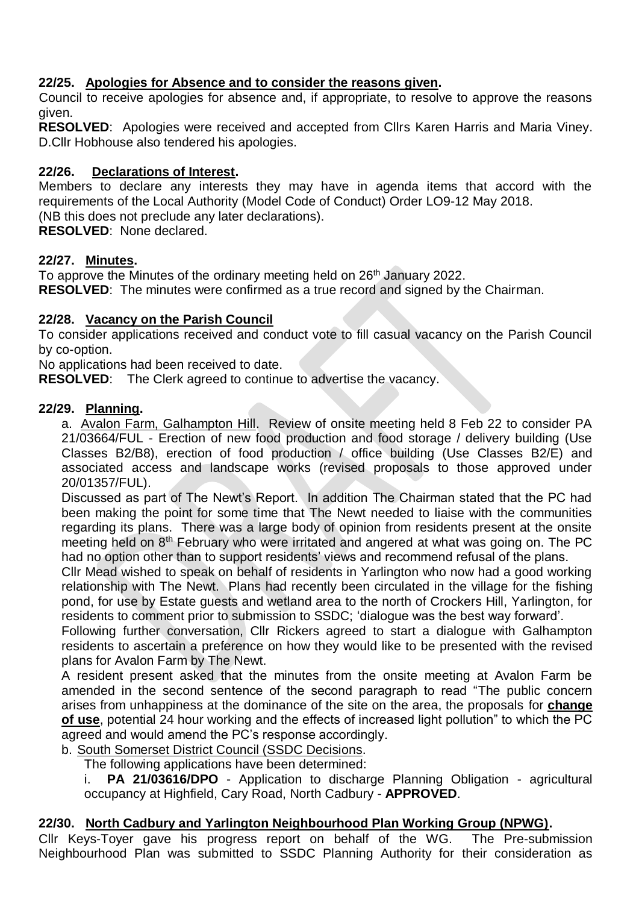### 22/25. Apologies for Absence and to consider the reasons given.

Council to receive apologies for absence and, if appropriate, to resolve to approve the reasons given.

**RESOLVED**: Apologies were received and accepted from Cllrs Karen Harris and Maria Viney. D.Cllr Hobhouse also tendered his apologies.

### 22/26. Declarations of Interest.

Members to declare any interests they may have in agenda items that accord with the requirements of the Local Authority (Model Code of Conduct) Order LO9-12 May 2018.

(NB this does not preclude any later declarations).

**RESOLVED**: None declared.

### 22/27. Minutes.

To approve the Minutes of the ordinary meeting held on 26th January 2022.

**RESOLVED**: The minutes were confirmed as a true record and signed by the Chairman.

### 22/28. Vacancy on the Parish Council

To consider applications received and conduct vote to fill casual vacancy on the Parish Council by co-option.

No applications had been received to date.

**RESOLVED**: The Clerk agreed to continue to advertise the vacancy.

### 22/29. Planning.

a. Avalon Farm, Galhampton Hill. Review of onsite meeting held 8 Feb 22 to consider PA 21/03664/FUL - Erection of new food production and food storage / delivery building (Use Classes B2/B8), erection of food production / office building (Use Classes B2/E) and associated access and landscape works (revised proposals to those approved under 20/01357/FUL).

Discussed as part of The Newt's Report. In addition The Chairman stated that the PC had been making the point for some time that The Newt needed to liaise with the communities regarding its plans. There was a large body of opinion from residents present at the onsite meeting held on 8th February who were irritated and angered at what was going on. The PC had no option other than to support residents' views and recommend refusal of the plans.

Cllr Mead wished to speak on behalf of residents in Yarlington who now had a good working relationship with The Newt. Plans had recently been circulated in the village for the fishing pond, for use by Estate guests and wetland area to the north of Crockers Hill, Yarlington, for residents to comment prior to submission to SSDC; 'dialogue was the best way forward'.

Following further conversation, Cllr Rickers agreed to start a dialogue with Galhampton residents to ascertain a preference on how they would like to be presented with the revised plans for Avalon Farm by The Newt.

A resident present asked that the minutes from the onsite meeting at Avalon Farm be amended in the second sentence of the second paragraph to read "The public concern arises from unhappiness at the dominance of the site on the area, the proposals for **change of use**, potential 24 hour working and the effects of increased light pollution" to which the PC agreed and would amend the PC's response accordingly.

b. South Somerset District Council (SSDC Decisions.

The following applications have been determined:

i. **PA 21/03616/DPO** - Application to discharge Planning Obligation - agricultural occupancy at Highfield, Cary Road, North Cadbury - **APPROVED**.

### 22/30. North Cadbury and Yarlington Neighbourhood Plan Working Group (NPWG).

Cllr Keys-Toyer gave his progress report on behalf of the WG. The Pre-submission Neighbourhood Plan was submitted to SSDC Planning Authority for their consideration as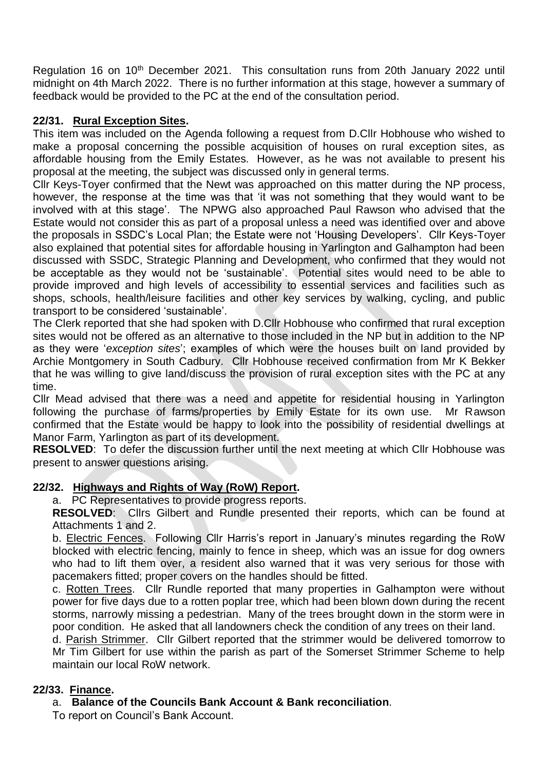Regulation 16 on 10th December 2021. This consultation runs from 20th January 2022 until midnight on 4th March 2022. There is no further information at this stage, however a summary of feedback would be provided to the PC at the end of the consultation period.

**22/31. Rural Exception Sites.**

This item was included on the Agenda following a request from D.Cllr Hobhouse who wished to make a proposal concerning the possible acquisition of houses on rural exception sites, as affordable housing from the Emily Estates. However, as he was not available to present his proposal at the meeting, the subject was discussed only in general terms.

Cllr Keys-Toyer confirmed that the Newt was approached on this matter during the NP process, however, the response at the time was that 'it was not something that they would want to be involved with at this stage'. The NPWG also approached Paul Rawson who advised that the Estate would not consider this as part of a proposal unless a need was identified over and above the proposals in SSDC's Local Plan; the Estate were not 'Housing Developers'. Cllr Keys-Toyer also explained that potential sites for affordable housing in Yarlington and Galhampton had been discussed with SSDC, Strategic Planning and Development, who confirmed that they would not be acceptable as they would not be 'sustainable'. Potential sites would need to be able to provide improved and high levels of accessibility to essential services and facilities such as shops, schools, health/leisure facilities and other key services by walking, cycling, and public transport to be considered 'sustainable'.

The Clerk reported that she had spoken with D.Cllr Hobhouse who confirmed that rural exception sites would not be offered as an alternative to those included in the NP but in addition to the NP as they were '*exception sites*'; examples of which were the houses built on land provided by Archie Montgomery in South Cadbury. Cllr Hobhouse received confirmation from Mr K Bekker that he was willing to give land/discuss the provision of rural exception sites with the PC at any time.

Cllr Mead advised that there was a need and appetite for residential housing in Yarlington following the purchase of farms/properties by Emily Estate for its own use. Mr Rawson confirmed that the Estate would be happy to look into the possibility of residential dwellings at Manor Farm, Yarlington as part of its development.

**RESOLVED**: To defer the discussion further until the next meeting at which Cllr Hobhouse was present to answer questions arising.

**22/32. Highways and Rights of Way (RoW) Report.**

a. PC Representatives to provide progress reports.

**RESOLVED**: Cllrs Gilbert and Rundle presented their reports, which can be found at Attachments 1 and 2.

b. Electric Fences. Following Cllr Harris's report in January's minutes regarding the RoW blocked with electric fencing, mainly to fence in sheep, which was an issue for dog owners who had to lift them over, a resident also warned that it was very serious for those with pacemakers fitted; proper covers on the handles should be fitted.

c. Rotten Trees. Cllr Rundle reported that many properties in Galhampton were without power for five days due to a rotten poplar tree, which had been blown down during the recent storms, narrowly missing a pedestrian. Many of the trees brought down in the storm were in poor condition. He asked that all landowners check the condition of any trees on their land.

d. Parish Strimmer. Cllr Gilbert reported that the strimmer would be delivered tomorrow to Mr Tim Gilbert for use within the parish as part of the Somerset Strimmer Scheme to help maintain our local RoW network.

**22/33. Finance.**

a. **Balance of the Councils Bank Account & Bank reconciliation**.

To report on Council's Bank Account.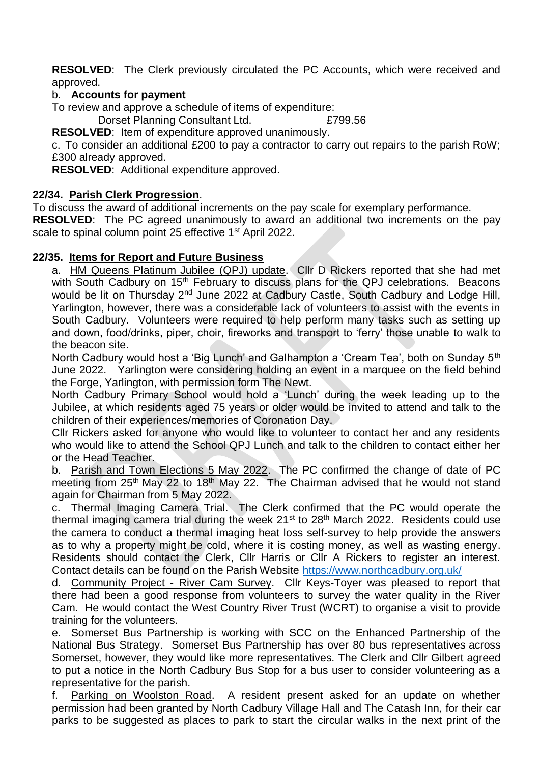**RESOLVED**: The Clerk previously circulated the PC Accounts, which were received and approved.

b. **Accounts for payment**

To review and approve a schedule of items of expenditure:

Dorset Planning Consultant Ltd. £799.56

**RESOLVED**: Item of expenditure approved unanimously.

c. To consider an additional £200 to pay a contractor to carry out repairs to the parish RoW; £300 already approved.

**RESOLVED**: Additional expenditure approved.

**22/34. Parish Clerk Progression**.

To discuss the award of additional increments on the pay scale for exemplary performance.

**RESOLVED**: The PC agreed unanimously to award an additional two increments on the pay scale to spinal column point 25 effective 1st April 2022.

**22/35. Items for Report and Future Business**

a. HM Queens Platinum Jubilee (QPJ) update. Cllr D Rickers reported that she had met with South Cadbury on 15th February to discuss plans for the QPJ celebrations. Beacons would be lit on Thursday 2nd June 2022 at Cadbury Castle, South Cadbury and Lodge Hill, Yarlington, however, there was a considerable lack of volunteers to assist with the events in South Cadbury. Volunteers were required to help perform many tasks such as setting up and down, food/drinks, piper, choir, fireworks and transport to 'ferry' those unable to walk to the beacon site.

North Cadbury would host a 'Big Lunch' and Galhampton a 'Cream Tea', both on Sunday 5th June 2022. Yarlington were considering holding an event in a marquee on the field behind the Forge, Yarlington, with permission form The Newt.

North Cadbury Primary School would hold a 'Lunch' during the week leading up to the Jubilee, at which residents aged 75 years or older would be invited to attend and talk to the children of their experiences/memories of Coronation Day.

Cllr Rickers asked for anyone who would like to volunteer to contact her and any residents who would like to attend the School QPJ Lunch and talk to the children to contact either her or the Head Teacher.

b. Parish and Town Elections 5 May 2022. The PC confirmed the change of date of PC meeting from 25th May 22 to 18th May 22. The Chairman advised that he would not stand again for Chairman from 5 May 2022.

c. Thermal Imaging Camera Trial. The Clerk confirmed that the PC would operate the thermal imaging camera trial during the week 21st to 28th March 2022. Residents could use the camera to conduct a thermal imaging heat loss self-survey to help provide the answers as to why a property might be cold, where it is costing money, as well as wasting energy. Residents should contact the Clerk, Cllr Harris or Cllr A Rickers to register an interest. Contact details can be found on the Parish Website https://www.northcadbury.org.uk/

d. Community Project - River Cam Survey. Cllr Keys-Toyer was pleased to report that there had been a good response from volunteers to survey the water quality in the River Cam. He would contact the West Country River Trust (WCRT) to organise a visit to provide training for the volunteers.

e. Somerset Bus Partnership is working with SCC on the Enhanced Partnership of the National Bus Strategy. Somerset Bus Partnership has over 80 bus representatives across Somerset, however, they would like more representatives. The Clerk and Cllr Gilbert agreed to put a notice in the North Cadbury Bus Stop for a bus user to consider volunteering as a representative for the parish.

f. Parking on Woolston Road. A resident present asked for an update on whether permission had been granted by North Cadbury Village Hall and The Catash Inn, for their car parks to be suggested as places to park to start the circular walks in the next print of the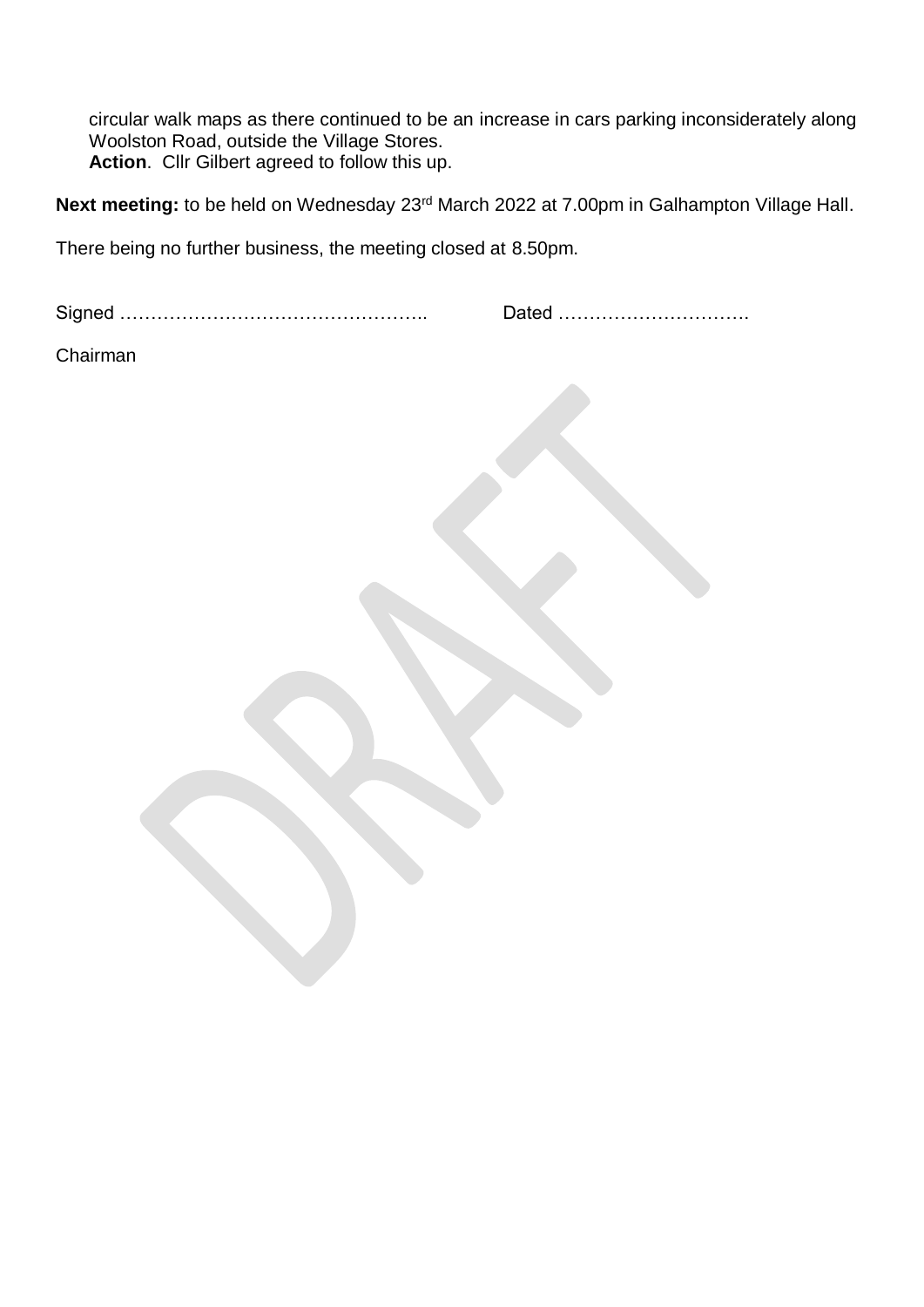circular walk maps as there continued to be an increase in cars parking inconsiderately along Woolston Road, outside the Village Stores.
**Action**. Cllr Gilbert agreed to follow this up.

**Next meeting:** to be held on Wednesday 23rd March 2022 at 7.00pm in Galhampton Village Hall.

There being no further business, the meeting closed at 8.50pm.

Signed ………………………………………….. Dated ………………………….

Chairman